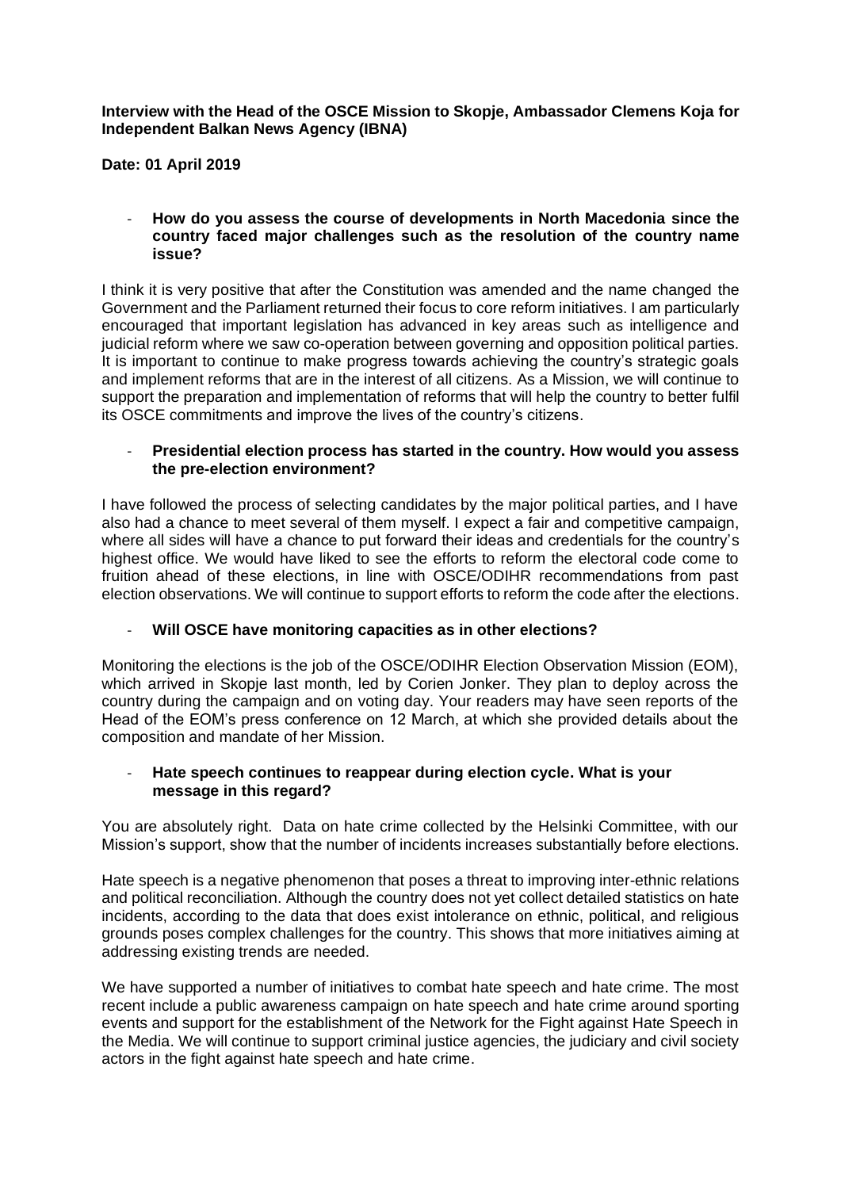**Interview with the Head of the OSCE Mission to Skopje, Ambassador Clemens Koja for Independent Balkan News Agency (IBNA)**

**Date: 01 April 2019**

- **How do you assess the course of developments in North Macedonia since the country faced major challenges such as the resolution of the country name issue?**

I think it is very positive that after the Constitution was amended and the name changed the Government and the Parliament returned their focus to core reform initiatives. I am particularly encouraged that important legislation has advanced in key areas such as intelligence and judicial reform where we saw co-operation between governing and opposition political parties. It is important to continue to make progress towards achieving the country's strategic goals and implement reforms that are in the interest of all citizens. As a Mission, we will continue to support the preparation and implementation of reforms that will help the country to better fulfil its OSCE commitments and improve the lives of the country's citizens.

- **Presidential election process has started in the country. How would you assess the pre-election environment?**

I have followed the process of selecting candidates by the major political parties, and I have also had a chance to meet several of them myself. I expect a fair and competitive campaign, where all sides will have a chance to put forward their ideas and credentials for the country's highest office. We would have liked to see the efforts to reform the electoral code come to fruition ahead of these elections, in line with OSCE/ODIHR recommendations from past election observations. We will continue to support efforts to reform the code after the elections.

- **Will OSCE have monitoring capacities as in other elections?**

Monitoring the elections is the job of the OSCE/ODIHR Election Observation Mission (EOM), which arrived in Skopje last month, led by Corien Jonker. They plan to deploy across the country during the campaign and on voting day. Your readers may have seen reports of the Head of the EOM's press conference on 12 March, at which she provided details about the composition and mandate of her Mission.

- **Hate speech continues to reappear during election cycle. What is your message in this regard?**

You are absolutely right. Data on hate crime collected by the Helsinki Committee, with our Mission's support, show that the number of incidents increases substantially before elections.

Hate speech is a negative phenomenon that poses a threat to improving inter-ethnic relations and political reconciliation. Although the country does not yet collect detailed statistics on hate incidents, according to the data that does exist intolerance on ethnic, political, and religious grounds poses complex challenges for the country. This shows that more initiatives aiming at addressing existing trends are needed.

We have supported a number of initiatives to combat hate speech and hate crime. The most recent include a public awareness campaign on hate speech and hate crime around sporting events and support for the establishment of the Network for the Fight against Hate Speech in the Media. We will continue to support criminal justice agencies, the judiciary and civil society actors in the fight against hate speech and hate crime.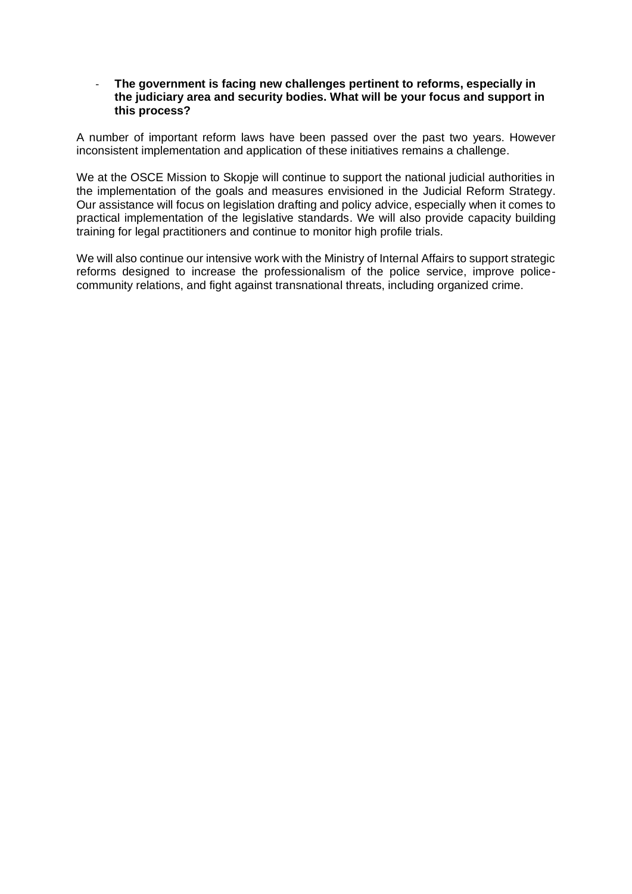- **The government is facing new challenges pertinent to reforms, especially in the judiciary area and security bodies. What will be your focus and support in this process?**

A number of important reform laws have been passed over the past two years. However inconsistent implementation and application of these initiatives remains a challenge.

We at the OSCE Mission to Skopje will continue to support the national judicial authorities in the implementation of the goals and measures envisioned in the Judicial Reform Strategy. Our assistance will focus on legislation drafting and policy advice, especially when it comes to practical implementation of the legislative standards. We will also provide capacity building training for legal practitioners and continue to monitor high profile trials.

We will also continue our intensive work with the Ministry of Internal Affairs to support strategic reforms designed to increase the professionalism of the police service, improve police-community relations, and fight against transnational threats, including organized crime.